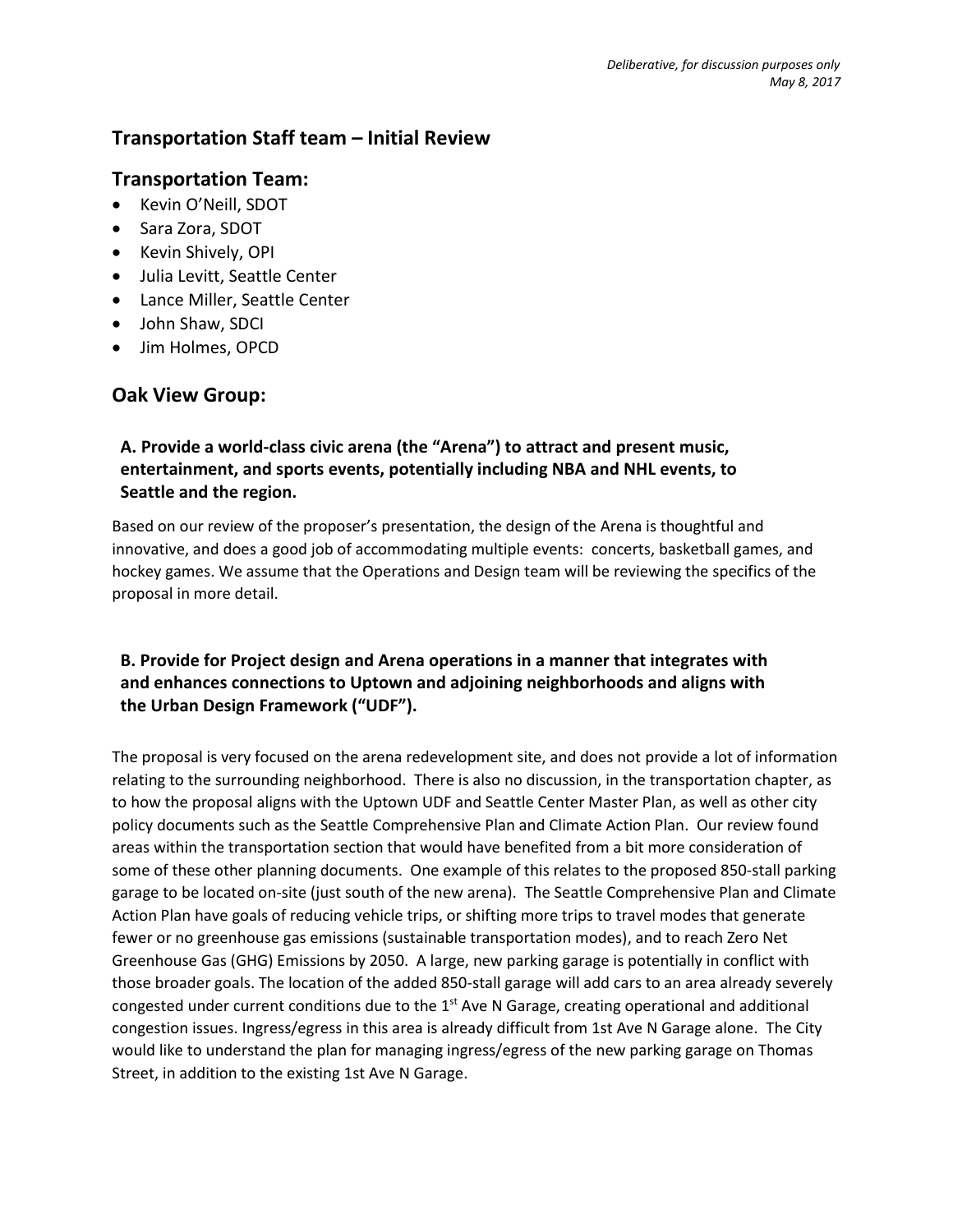*Deliberative, for discussion purposes only*
*May 8, 2017*

## Transportation Staff team – Initial Review

## Transportation Team:

- Kevin O'Neill, SDOT
- Sara Zora, SDOT
- Kevin Shively, OPI
- Julia Levitt, Seattle Center
- Lance Miller, Seattle Center
- John Shaw, SDCI
- Jim Holmes, OPCD

## Oak View Group:

### A. Provide a world-class civic arena (the "Arena") to attract and present music, entertainment, and sports events, potentially including NBA and NHL events, to Seattle and the region.

Based on our review of the proposer's presentation, the design of the Arena is thoughtful and innovative, and does a good job of accommodating multiple events: concerts, basketball games, and hockey games. We assume that the Operations and Design team will be reviewing the specifics of the proposal in more detail.

### B. Provide for Project design and Arena operations in a manner that integrates with and enhances connections to Uptown and adjoining neighborhoods and aligns with the Urban Design Framework ("UDF").

The proposal is very focused on the arena redevelopment site, and does not provide a lot of information relating to the surrounding neighborhood. There is also no discussion, in the transportation chapter, as to how the proposal aligns with the Uptown UDF and Seattle Center Master Plan, as well as other city policy documents such as the Seattle Comprehensive Plan and Climate Action Plan. Our review found areas within the transportation section that would have benefited from a bit more consideration of some of these other planning documents. One example of this relates to the proposed 850-stall parking garage to be located on-site (just south of the new arena). The Seattle Comprehensive Plan and Climate Action Plan have goals of reducing vehicle trips, or shifting more trips to travel modes that generate fewer or no greenhouse gas emissions (sustainable transportation modes), and to reach Zero Net Greenhouse Gas (GHG) Emissions by 2050. A large, new parking garage is potentially in conflict with those broader goals. The location of the added 850-stall garage will add cars to an area already severely congested under current conditions due to the 1st Ave N Garage, creating operational and additional congestion issues. Ingress/egress in this area is already difficult from 1st Ave N Garage alone. The City would like to understand the plan for managing ingress/egress of the new parking garage on Thomas Street, in addition to the existing 1st Ave N Garage.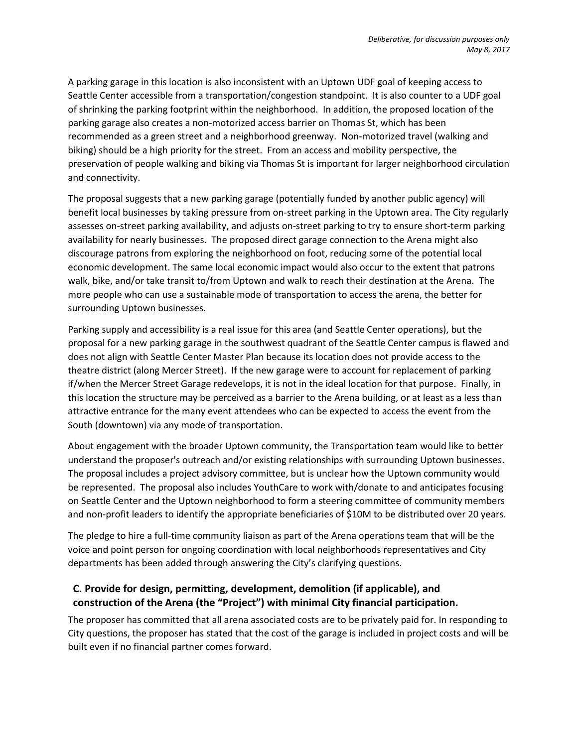A parking garage in this location is also inconsistent with an Uptown UDF goal of keeping access to Seattle Center accessible from a transportation/congestion standpoint. It is also counter to a UDF goal of shrinking the parking footprint within the neighborhood. In addition, the proposed location of the parking garage also creates a non-motorized access barrier on Thomas St, which has been recommended as a green street and a neighborhood greenway. Non-motorized travel (walking and biking) should be a high priority for the street. From an access and mobility perspective, the preservation of people walking and biking via Thomas St is important for larger neighborhood circulation and connectivity.

The proposal suggests that a new parking garage (potentially funded by another public agency) will benefit local businesses by taking pressure from on-street parking in the Uptown area. The City regularly assesses on-street parking availability, and adjusts on-street parking to try to ensure short-term parking availability for nearly businesses. The proposed direct garage connection to the Arena might also discourage patrons from exploring the neighborhood on foot, reducing some of the potential local economic development. The same local economic impact would also occur to the extent that patrons walk, bike, and/or take transit to/from Uptown and walk to reach their destination at the Arena. The more people who can use a sustainable mode of transportation to access the arena, the better for surrounding Uptown businesses.

Parking supply and accessibility is a real issue for this area (and Seattle Center operations), but the proposal for a new parking garage in the southwest quadrant of the Seattle Center campus is flawed and does not align with Seattle Center Master Plan because its location does not provide access to the theatre district (along Mercer Street). If the new garage were to account for replacement of parking if/when the Mercer Street Garage redevelops, it is not in the ideal location for that purpose. Finally, in this location the structure may be perceived as a barrier to the Arena building, or at least as a less than attractive entrance for the many event attendees who can be expected to access the event from the South (downtown) via any mode of transportation.

About engagement with the broader Uptown community, the Transportation team would like to better understand the proposer's outreach and/or existing relationships with surrounding Uptown businesses. The proposal includes a project advisory committee, but is unclear how the Uptown community would be represented. The proposal also includes YouthCare to work with/donate to and anticipates focusing on Seattle Center and the Uptown neighborhood to form a steering committee of community members and non-profit leaders to identify the appropriate beneficiaries of $10M to be distributed over 20 years.

The pledge to hire a full-time community liaison as part of the Arena operations team that will be the voice and point person for ongoing coordination with local neighborhoods representatives and City departments has been added through answering the City's clarifying questions.

### C. Provide for design, permitting, development, demolition (if applicable), and construction of the Arena (the "Project") with minimal City financial participation.

The proposer has committed that all arena associated costs are to be privately paid for. In responding to City questions, the proposer has stated that the cost of the garage is included in project costs and will be built even if no financial partner comes forward.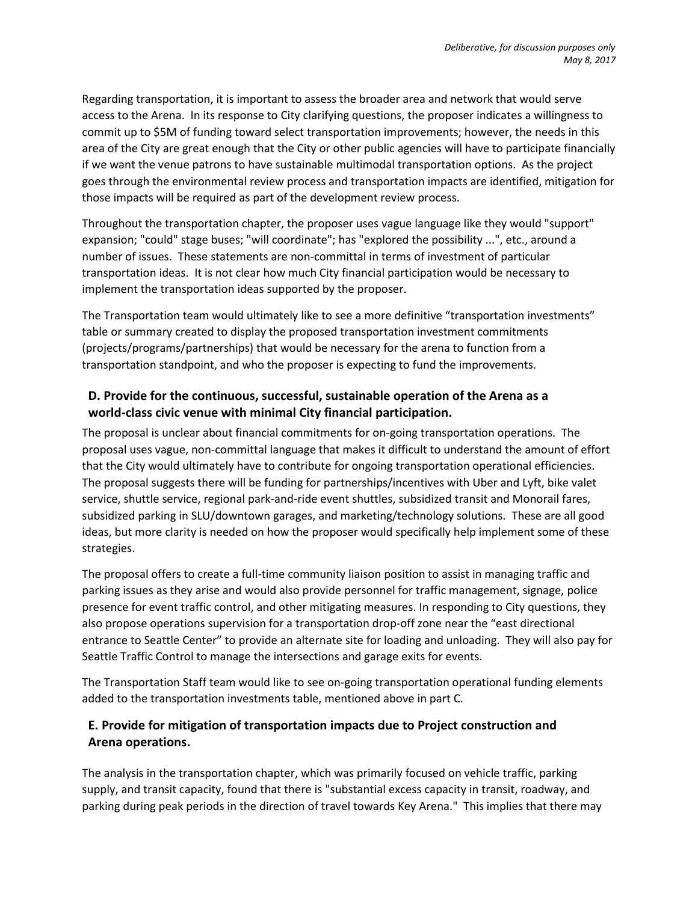Regarding transportation, it is important to assess the broader area and network that would serve access to the Arena. In its response to City clarifying questions, the proposer indicates a willingness to commit up to $5M of funding toward select transportation improvements; however, the needs in this area of the City are great enough that the City or other public agencies will have to participate financially if we want the venue patrons to have sustainable multimodal transportation options. As the project goes through the environmental review process and transportation impacts are identified, mitigation for those impacts will be required as part of the development review process.

Throughout the transportation chapter, the proposer uses vague language like they would "support" expansion; "could" stage buses; "will coordinate"; has "explored the possibility ...", etc., around a number of issues. These statements are non-committal in terms of investment of particular transportation ideas. It is not clear how much City financial participation would be necessary to implement the transportation ideas supported by the proposer.

The Transportation team would ultimately like to see a more definitive "transportation investments" table or summary created to display the proposed transportation investment commitments (projects/programs/partnerships) that would be necessary for the arena to function from a transportation standpoint, and who the proposer is expecting to fund the improvements.

### D. Provide for the continuous, successful, sustainable operation of the Arena as a world-class civic venue with minimal City financial participation.

The proposal is unclear about financial commitments for on-going transportation operations. The proposal uses vague, non-committal language that makes it difficult to understand the amount of effort that the City would ultimately have to contribute for ongoing transportation operational efficiencies. The proposal suggests there will be funding for partnerships/incentives with Uber and Lyft, bike valet service, shuttle service, regional park-and-ride event shuttles, subsidized transit and Monorail fares, subsidized parking in SLU/downtown garages, and marketing/technology solutions. These are all good ideas, but more clarity is needed on how the proposer would specifically help implement some of these strategies.

The proposal offers to create a full-time community liaison position to assist in managing traffic and parking issues as they arise and would also provide personnel for traffic management, signage, police presence for event traffic control, and other mitigating measures. In responding to City questions, they also propose operations supervision for a transportation drop-off zone near the "east directional entrance to Seattle Center" to provide an alternate site for loading and unloading. They will also pay for Seattle Traffic Control to manage the intersections and garage exits for events.

The Transportation Staff team would like to see on-going transportation operational funding elements added to the transportation investments table, mentioned above in part C.

### E. Provide for mitigation of transportation impacts due to Project construction and Arena operations.

The analysis in the transportation chapter, which was primarily focused on vehicle traffic, parking supply, and transit capacity, found that there is "substantial excess capacity in transit, roadway, and parking during peak periods in the direction of travel towards Key Arena." This implies that there may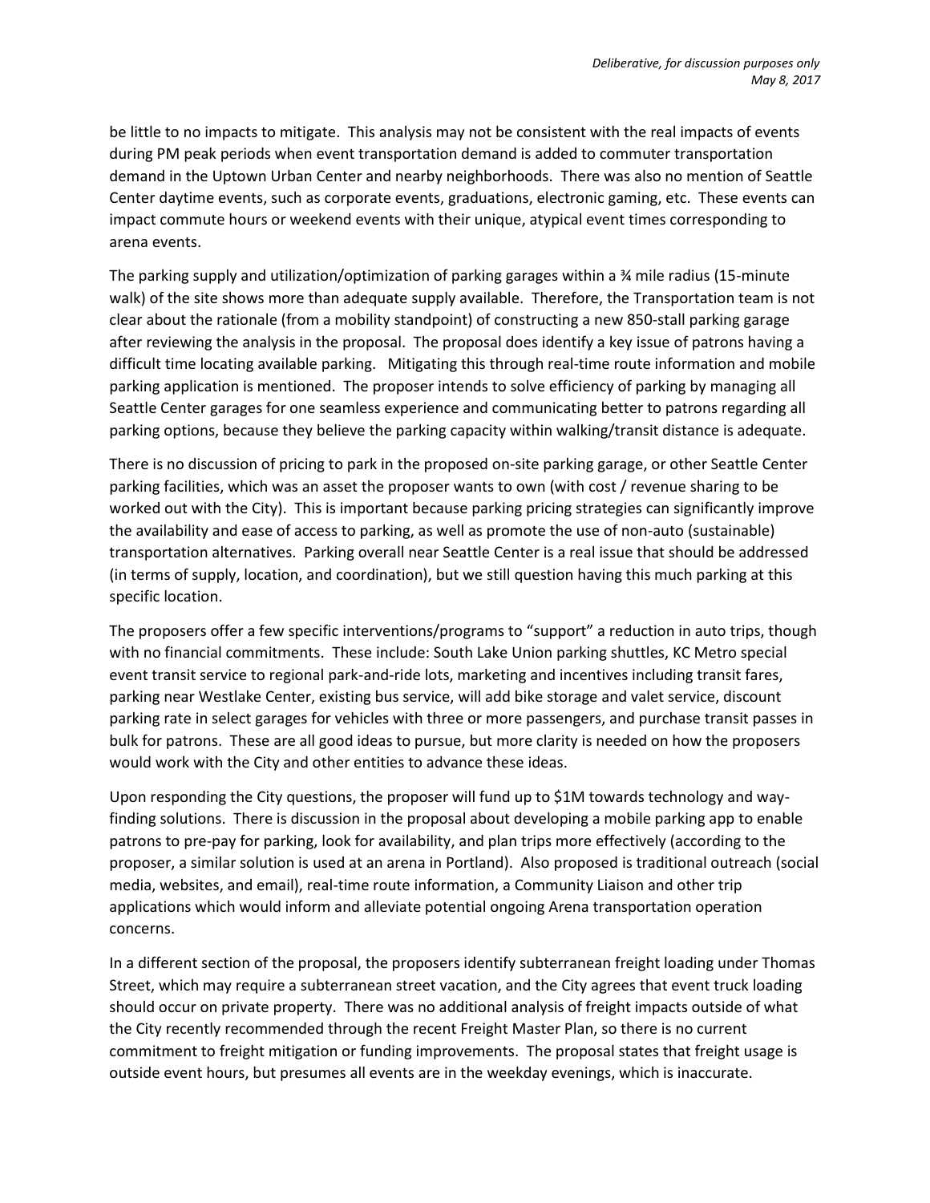be little to no impacts to mitigate. This analysis may not be consistent with the real impacts of events during PM peak periods when event transportation demand is added to commuter transportation demand in the Uptown Urban Center and nearby neighborhoods. There was also no mention of Seattle Center daytime events, such as corporate events, graduations, electronic gaming, etc. These events can impact commute hours or weekend events with their unique, atypical event times corresponding to arena events.

The parking supply and utilization/optimization of parking garages within a ¾ mile radius (15-minute walk) of the site shows more than adequate supply available. Therefore, the Transportation team is not clear about the rationale (from a mobility standpoint) of constructing a new 850-stall parking garage after reviewing the analysis in the proposal. The proposal does identify a key issue of patrons having a difficult time locating available parking. Mitigating this through real-time route information and mobile parking application is mentioned. The proposer intends to solve efficiency of parking by managing all Seattle Center garages for one seamless experience and communicating better to patrons regarding all parking options, because they believe the parking capacity within walking/transit distance is adequate.

There is no discussion of pricing to park in the proposed on-site parking garage, or other Seattle Center parking facilities, which was an asset the proposer wants to own (with cost / revenue sharing to be worked out with the City). This is important because parking pricing strategies can significantly improve the availability and ease of access to parking, as well as promote the use of non-auto (sustainable) transportation alternatives. Parking overall near Seattle Center is a real issue that should be addressed (in terms of supply, location, and coordination), but we still question having this much parking at this specific location.

The proposers offer a few specific interventions/programs to "support" a reduction in auto trips, though with no financial commitments. These include: South Lake Union parking shuttles, KC Metro special event transit service to regional park-and-ride lots, marketing and incentives including transit fares, parking near Westlake Center, existing bus service, will add bike storage and valet service, discount parking rate in select garages for vehicles with three or more passengers, and purchase transit passes in bulk for patrons. These are all good ideas to pursue, but more clarity is needed on how the proposers would work with the City and other entities to advance these ideas.

Upon responding the City questions, the proposer will fund up to $1M towards technology and way-finding solutions. There is discussion in the proposal about developing a mobile parking app to enable patrons to pre-pay for parking, look for availability, and plan trips more effectively (according to the proposer, a similar solution is used at an arena in Portland). Also proposed is traditional outreach (social media, websites, and email), real-time route information, a Community Liaison and other trip applications which would inform and alleviate potential ongoing Arena transportation operation concerns.

In a different section of the proposal, the proposers identify subterranean freight loading under Thomas Street, which may require a subterranean street vacation, and the City agrees that event truck loading should occur on private property. There was no additional analysis of freight impacts outside of what the City recently recommended through the recent Freight Master Plan, so there is no current commitment to freight mitigation or funding improvements. The proposal states that freight usage is outside event hours, but presumes all events are in the weekday evenings, which is inaccurate.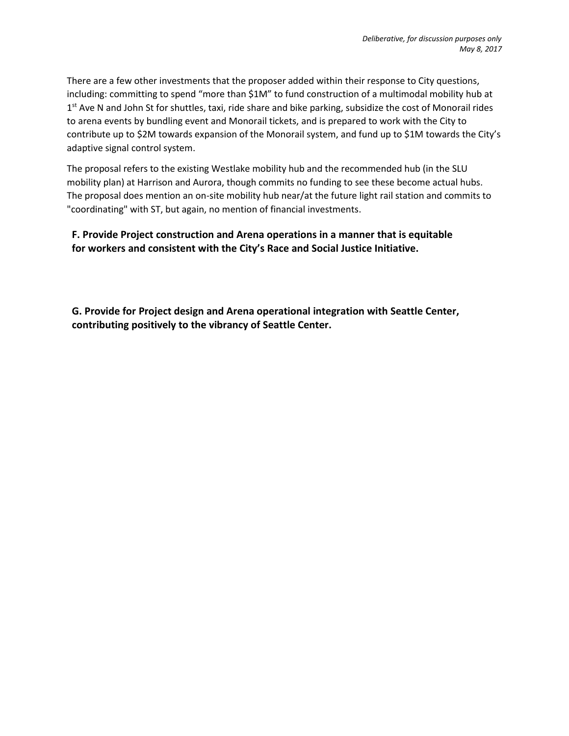There are a few other investments that the proposer added within their response to City questions, including: committing to spend “more than $1M” to fund construction of a multimodal mobility hub at 1st Ave N and John St for shuttles, taxi, ride share and bike parking, subsidize the cost of Monorail rides to arena events by bundling event and Monorail tickets, and is prepared to work with the City to contribute up to $2M towards expansion of the Monorail system, and fund up to $1M towards the City’s adaptive signal control system.

The proposal refers to the existing Westlake mobility hub and the recommended hub (in the SLU mobility plan) at Harrison and Aurora, though commits no funding to see these become actual hubs. The proposal does mention an on-site mobility hub near/at the future light rail station and commits to "coordinating" with ST, but again, no mention of financial investments.

**F. Provide Project construction and Arena operations in a manner that is equitable for workers and consistent with the City’s Race and Social Justice Initiative.**

**G. Provide for Project design and Arena operational integration with Seattle Center, contributing positively to the vibrancy of Seattle Center.**